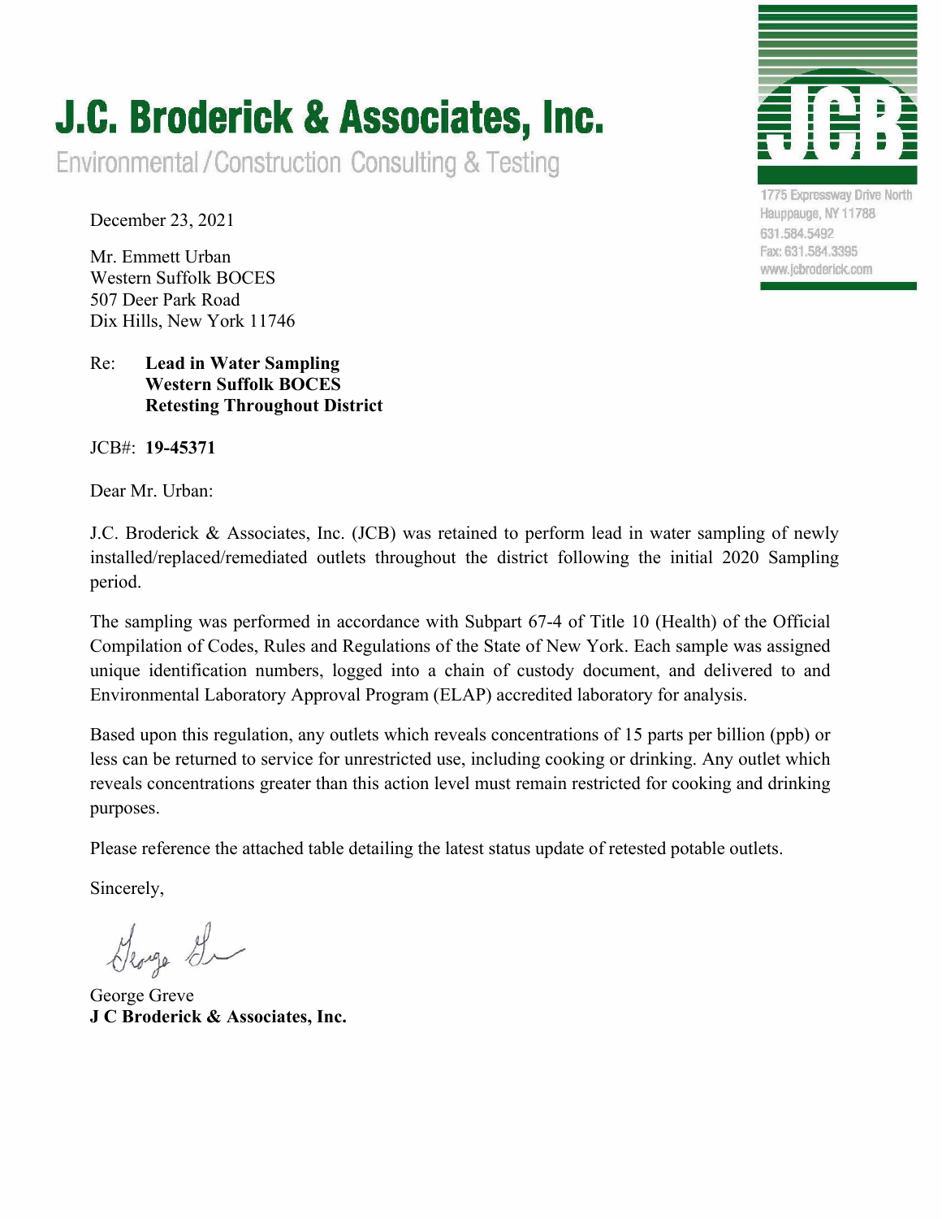# J.C. Broderick & Associates, Inc.

Environmental / Construction Consulting & Testing

1775 Expressway Drive North
Hauppauge, NY 11788
631.584.5492
Fax: 631.584.3395
www.jcbroderick.com

December 23, 2021

Mr. Emmett Urban
Western Suffolk BOCES
507 Deer Park Road
Dix Hills, New York 11746

Re: **Lead in Water Sampling**
**Western Suffolk BOCES**
**Retesting Throughout District**

JCB#: **19-45371**

Dear Mr. Urban:

J.C. Broderick & Associates, Inc. (JCB) was retained to perform lead in water sampling of newly installed/replaced/remediated outlets throughout the district following the initial 2020 Sampling period.

The sampling was performed in accordance with Subpart 67-4 of Title 10 (Health) of the Official Compilation of Codes, Rules and Regulations of the State of New York. Each sample was assigned unique identification numbers, logged into a chain of custody document, and delivered to and Environmental Laboratory Approval Program (ELAP) accredited laboratory for analysis.

Based upon this regulation, any outlets which reveals concentrations of 15 parts per billion (ppb) or less can be returned to service for unrestricted use, including cooking or drinking. Any outlet which reveals concentrations greater than this action level must remain restricted for cooking and drinking purposes.

Please reference the attached table detailing the latest status update of retested potable outlets.

Sincerely,

George Greve
**J C Broderick & Associates, Inc.**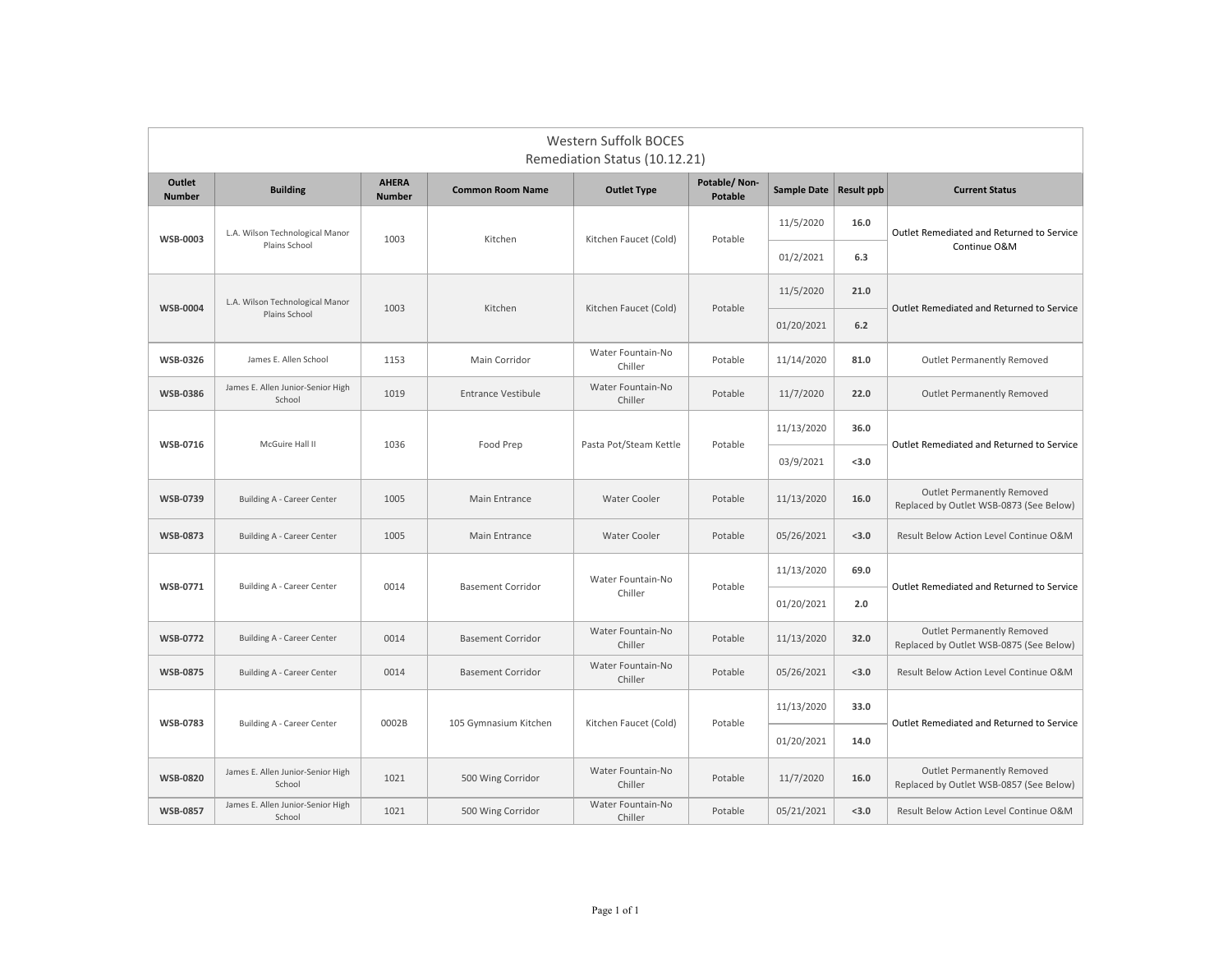Western Suffolk BOCES
Remediation Status (10.12.21)

| Outlet Number | Building | AHERA Number | Common Room Name | Outlet Type | Potable/ Non-Potable | Sample Date | Result ppb | Current Status |
|---|---|---|---|---|---|---|---|---|
| **WSB-0003** | L.A. Wilson Technological Manor Plains School | 1003 | Kitchen | Kitchen Faucet (Cold) | Potable | 11/5/2020 | **16.0** | Outlet Remediated and Returned to Service Continue O&M |
| | | | | | | 01/2/2021 | **6.3** | |
| **WSB-0004** | L.A. Wilson Technological Manor Plains School | 1003 | Kitchen | Kitchen Faucet (Cold) | Potable | 11/5/2020 | **21.0** | Outlet Remediated and Returned to Service |
| | | | | | | 01/20/2021 | **6.2** | |
| **WSB-0326** | James E. Allen School | 1153 | Main Corridor | Water Fountain-No Chiller | Potable | 11/14/2020 | **81.0** | Outlet Permanently Removed |
| **WSB-0386** | James E. Allen Junior-Senior High School | 1019 | Entrance Vestibule | Water Fountain-No Chiller | Potable | 11/7/2020 | **22.0** | Outlet Permanently Removed |
| **WSB-0716** | McGuire Hall II | 1036 | Food Prep | Pasta Pot/Steam Kettle | Potable | 11/13/2020 | **36.0** | Outlet Remediated and Returned to Service |
| | | | | | | 03/9/2021 | **<3.0** | |
| **WSB-0739** | Building A - Career Center | 1005 | Main Entrance | Water Cooler | Potable | 11/13/2020 | **16.0** | Outlet Permanently Removed Replaced by Outlet WSB-0873 (See Below) |
| **WSB-0873** | Building A - Career Center | 1005 | Main Entrance | Water Cooler | Potable | 05/26/2021 | **<3.0** | Result Below Action Level Continue O&M |
| **WSB-0771** | Building A - Career Center | 0014 | Basement Corridor | Water Fountain-No Chiller | Potable | 11/13/2020 | **69.0** | Outlet Remediated and Returned to Service |
| | | | | | | 01/20/2021 | **2.0** | |
| **WSB-0772** | Building A - Career Center | 0014 | Basement Corridor | Water Fountain-No Chiller | Potable | 11/13/2020 | **32.0** | Outlet Permanently Removed Replaced by Outlet WSB-0875 (See Below) |
| **WSB-0875** | Building A - Career Center | 0014 | Basement Corridor | Water Fountain-No Chiller | Potable | 05/26/2021 | **<3.0** | Result Below Action Level Continue O&M |
| **WSB-0783** | Building A - Career Center | 0002B | 105 Gymnasium Kitchen | Kitchen Faucet (Cold) | Potable | 11/13/2020 | **33.0** | Outlet Remediated and Returned to Service |
| | | | | | | 01/20/2021 | **14.0** | |
| **WSB-0820** | James E. Allen Junior-Senior High School | 1021 | 500 Wing Corridor | Water Fountain-No Chiller | Potable | 11/7/2020 | **16.0** | Outlet Permanently Removed Replaced by Outlet WSB-0857 (See Below) |
| **WSB-0857** | James E. Allen Junior-Senior High School | 1021 | 500 Wing Corridor | Water Fountain-No Chiller | Potable | 05/21/2021 | **<3.0** | Result Below Action Level Continue O&M |